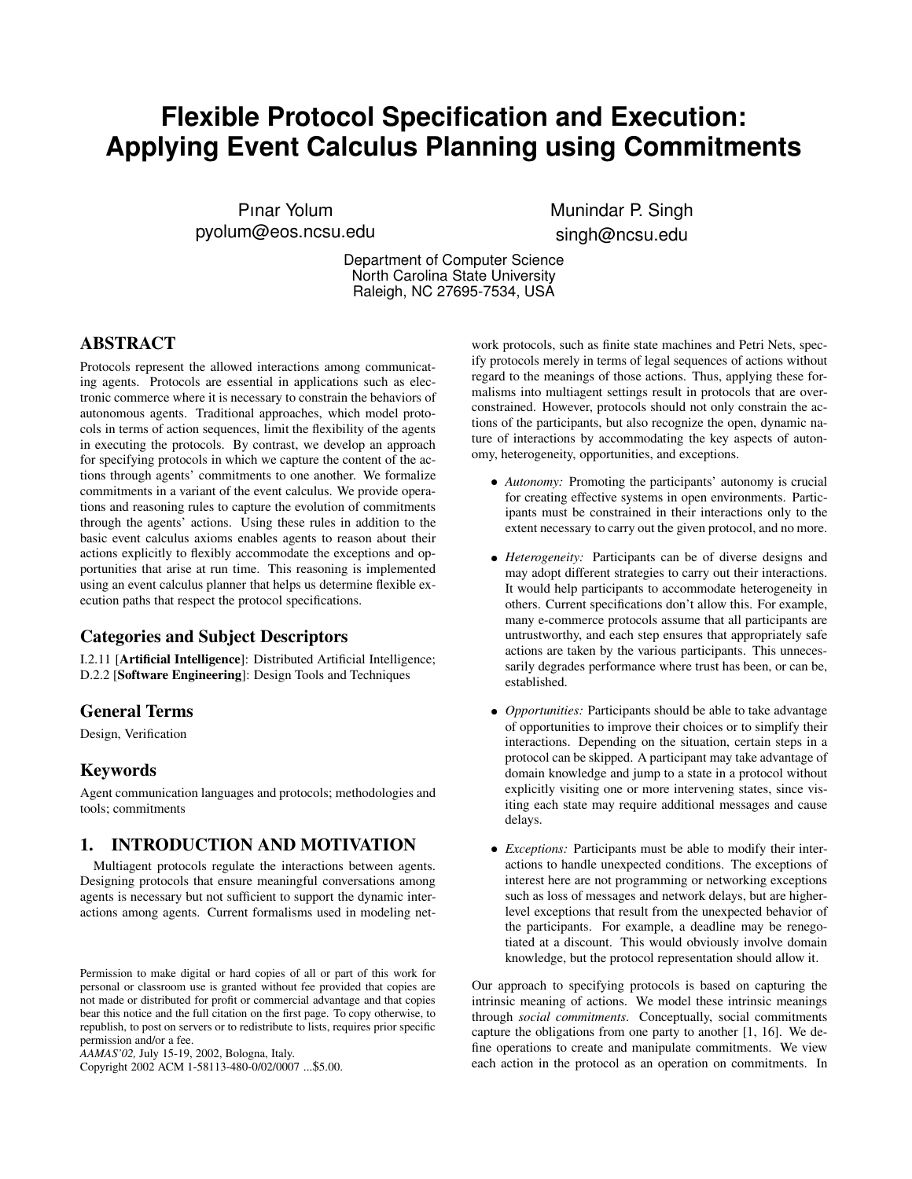# Flexible Protocol Specification and Execution: Applying Event Calculus Planning using Commitments

Pınar Yolum
pyolum@eos.ncsu.edu

Munindar P. Singh
singh@ncsu.edu

Department of Computer Science
North Carolina State University
Raleigh, NC 27695-7534, USA

## ABSTRACT

Protocols represent the allowed interactions among communicating agents. Protocols are essential in applications such as electronic commerce where it is necessary to constrain the behaviors of autonomous agents. Traditional approaches, which model protocols in terms of action sequences, limit the flexibility of the agents in executing the protocols. By contrast, we develop an approach for specifying protocols in which we capture the content of the actions through agents' commitments to one another. We formalize commitments in a variant of the event calculus. We provide operations and reasoning rules to capture the evolution of commitments through the agents' actions. Using these rules in addition to the basic event calculus axioms enables agents to reason about their actions explicitly to flexibly accommodate the exceptions and opportunities that arise at run time. This reasoning is implemented using an event calculus planner that helps us determine flexible execution paths that respect the protocol specifications.

### Categories and Subject Descriptors

I.2.11 [**Artificial Intelligence**]: Distributed Artificial Intelligence; D.2.2 [**Software Engineering**]: Design Tools and Techniques

### General Terms

Design, Verification

### Keywords

Agent communication languages and protocols; methodologies and tools; commitments

## 1. INTRODUCTION AND MOTIVATION

Multiagent protocols regulate the interactions between agents. Designing protocols that ensure meaningful conversations among agents is necessary but not sufficient to support the dynamic interactions among agents. Current formalisms used in modeling network protocols, such as finite state machines and Petri Nets, specify protocols merely in terms of legal sequences of actions without regard to the meanings of those actions. Thus, applying these formalisms into multiagent settings result in protocols that are overconstrained. However, protocols should not only constrain the actions of the participants, but also recognize the open, dynamic nature of interactions by accommodating the key aspects of autonomy, heterogeneity, opportunities, and exceptions.

- *Autonomy:* Promoting the participants' autonomy is crucial for creating effective systems in open environments. Participants must be constrained in their interactions only to the extent necessary to carry out the given protocol, and no more.
- *Heterogeneity:* Participants can be of diverse designs and may adopt different strategies to carry out their interactions. It would help participants to accommodate heterogeneity in others. Current specifications don't allow this. For example, many e-commerce protocols assume that all participants are untrustworthy, and each step ensures that appropriately safe actions are taken by the various participants. This unnecessarily degrades performance where trust has been, or can be, established.
- *Opportunities:* Participants should be able to take advantage of opportunities to improve their choices or to simplify their interactions. Depending on the situation, certain steps in a protocol can be skipped. A participant may take advantage of domain knowledge and jump to a state in a protocol without explicitly visiting one or more intervening states, since visiting each state may require additional messages and cause delays.
- *Exceptions:* Participants must be able to modify their interactions to handle unexpected conditions. The exceptions of interest here are not programming or networking exceptions such as loss of messages and network delays, but are higher-level exceptions that result from the unexpected behavior of the participants. For example, a deadline may be renegotiated at a discount. This would obviously involve domain knowledge, but the protocol representation should allow it.

Our approach to specifying protocols is based on capturing the intrinsic meaning of actions. We model these intrinsic meanings through *social commitments*. Conceptually, social commitments capture the obligations from one party to another [1, 16]. We define operations to create and manipulate commitments. We view each action in the protocol as an operation on commitments. In

Permission to make digital or hard copies of all or part of this work for personal or classroom use is granted without fee provided that copies are not made or distributed for profit or commercial advantage and that copies bear this notice and the full citation on the first page. To copy otherwise, to republish, to post on servers or to redistribute to lists, requires prior specific permission and/or a fee.
*AAMAS'02,* July 15-19, 2002, Bologna, Italy.
Copyright 2002 ACM 1-58113-480-0/02/0007 ...$5.00.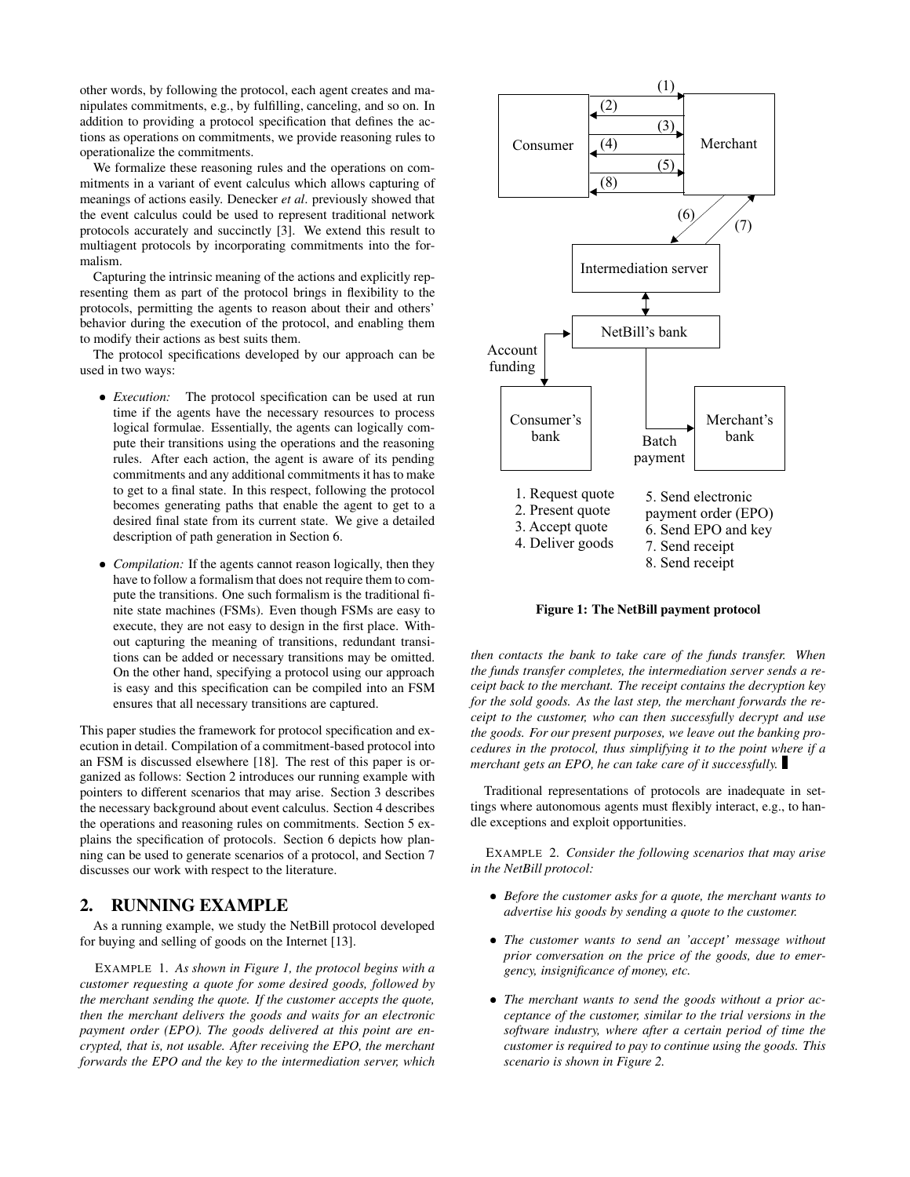other words, by following the protocol, each agent creates and manipulates commitments, e.g., by fulfilling, canceling, and so on. In addition to providing a protocol specification that defines the actions as operations on commitments, we provide reasoning rules to operationalize the commitments.

We formalize these reasoning rules and the operations on commitments in a variant of event calculus which allows capturing of meanings of actions easily. Denecker *et al*. previously showed that the event calculus could be used to represent traditional network protocols accurately and succinctly [3]. We extend this result to multiagent protocols by incorporating commitments into the formalism.

Capturing the intrinsic meaning of the actions and explicitly representing them as part of the protocol brings in flexibility to the protocols, permitting the agents to reason about their and others' behavior during the execution of the protocol, and enabling them to modify their actions as best suits them.

The protocol specifications developed by our approach can be used in two ways:

- *Execution:* The protocol specification can be used at run time if the agents have the necessary resources to process logical formulae. Essentially, the agents can logically compute their transitions using the operations and the reasoning rules. After each action, the agent is aware of its pending commitments and any additional commitments it has to make to get to a final state. In this respect, following the protocol becomes generating paths that enable the agent to get to a desired final state from its current state. We give a detailed description of path generation in Section 6.
- *Compilation:* If the agents cannot reason logically, then they have to follow a formalism that does not require them to compute the transitions. One such formalism is the traditional finite state machines (FSMs). Even though FSMs are easy to execute, they are not easy to design in the first place. Without capturing the meaning of transitions, redundant transitions can be added or necessary transitions may be omitted. On the other hand, specifying a protocol using our approach is easy and this specification can be compiled into an FSM ensures that all necessary transitions are captured.

This paper studies the framework for protocol specification and execution in detail. Compilation of a commitment-based protocol into an FSM is discussed elsewhere [18]. The rest of this paper is organized as follows: Section 2 introduces our running example with pointers to different scenarios that may arise. Section 3 describes the necessary background about event calculus. Section 4 describes the operations and reasoning rules on commitments. Section 5 explains the specification of protocols. Section 6 depicts how planning can be used to generate scenarios of a protocol, and Section 7 discusses our work with respect to the literature.

## 2. RUNNING EXAMPLE

As a running example, we study the NetBill protocol developed for buying and selling of goods on the Internet [13].

EXAMPLE 1. *As shown in Figure 1, the protocol begins with a customer requesting a quote for some desired goods, followed by the merchant sending the quote. If the customer accepts the quote, then the merchant delivers the goods and waits for an electronic payment order (EPO). The goods delivered at this point are encrypted, that is, not usable. After receiving the EPO, the merchant forwards the EPO and the key to the intermediation server, which then contacts the bank to take care of the funds transfer. When the funds transfer completes, the intermediation server sends a receipt back to the merchant. The receipt contains the decryption key for the sold goods. As the last step, the merchant forwards the receipt to the customer, who can then successfully decrypt and use the goods. For our present purposes, we leave out the banking procedures in the protocol, thus simplifying it to the point where if a merchant gets an EPO, he can take care of it successfully.* ∎

Consumer — Merchant — Intermediation server — NetBill's bank — Account funding — Consumer's bank — Batch payment — Merchant's bank

1. Request quote
2. Present quote
3. Accept quote
4. Deliver goods
5. Send electronic payment order (EPO)
6. Send EPO and key
7. Send receipt
8. Send receipt

**Figure 1: The NetBill payment protocol**

Traditional representations of protocols are inadequate in settings where autonomous agents must flexibly interact, e.g., to handle exceptions and exploit opportunities.

EXAMPLE 2. *Consider the following scenarios that may arise in the NetBill protocol:*

- *Before the customer asks for a quote, the merchant wants to advertise his goods by sending a quote to the customer.*
- *The customer wants to send an 'accept' message without prior conversation on the price of the goods, due to emergency, insignificance of money, etc.*
- *The merchant wants to send the goods without a prior acceptance of the customer, similar to the trial versions in the software industry, where after a certain period of time the customer is required to pay to continue using the goods. This scenario is shown in Figure 2.*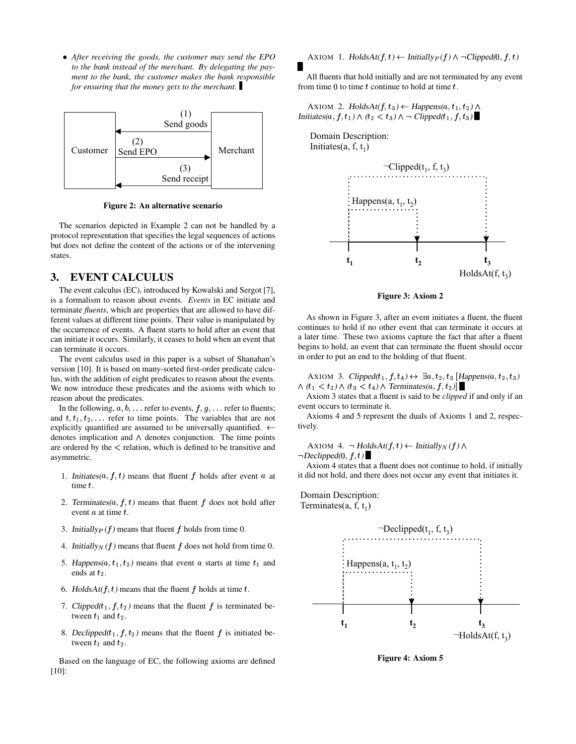- *After receiving the goods, the customer may send the EPO to the bank instead of the merchant. By delegating the payment to the bank, the customer makes the bank responsible for ensuring that the money gets to the merchant.* ∎

**Figure 2: An alternative scenario**

The scenarios depicted in Example 2 can not be handled by a protocol representation that specifies the legal sequences of actions but does not define the content of the actions or of the intervening states.

## 3. EVENT CALCULUS

The event calculus (EC), introduced by Kowalski and Sergot [7], is a formalism to reason about events. *Events* in EC initiate and terminate *fluents*, which are properties that are allowed to have different values at different time points. Their value is manipulated by the occurrence of events. A fluent starts to hold after an event that can initiate it occurs. Similarly, it ceases to hold when an event that can terminate it occurs.

The event calculus used in this paper is a subset of Shanahan's version [10]. It is based on many-sorted first-order predicate calculus, with the addition of eight predicates to reason about the events. We now introduce these predicates and the axioms with which to reason about the predicates.

In the following, $a, b, \ldots$ refer to events, $f, g, \ldots$ refer to fluents; and $t, t_1, t_2, \ldots$ refer to time points. The variables that are not explicitly quantified are assumed to be universally quantified. $\leftarrow$ denotes implication and $\wedge$ denotes conjunction. The time points are ordered by the $<$ relation, which is defined to be transitive and asymmetric.

1. $Initiates(a, f, t)$ means that fluent $f$ holds after event $a$ at time $t$.
2. $Terminates(a, f, t)$ means that fluent $f$ does not hold after event $a$ at time $t$.
3. $Initially_P(f)$ means that fluent $f$ holds from time 0.
4. $Initially_N(f)$ means that fluent $f$ does not hold from time 0.
5. $Happens(a, t_1, t_2)$ means that event $a$ starts at time $t_1$ and ends at $t_2$.
6. $HoldsAt(f, t)$ means that the fluent $f$ holds at time $t$.
7. $Clipped(t_1, f, t_2)$ means that the fluent $f$ is terminated between $t_1$ and $t_2$.
8. $Declipped(t_1, f, t_2)$ means that the fluent $f$ is initiated between $t_1$ and $t_2$.

Based on the language of EC, the following axioms are defined [10]:

AXIOM 1. $HoldsAt(f, t) \leftarrow Initially_P(f) \wedge \neg Clipped(0, f, t)$ ∎

All fluents that hold initially and are not terminated by any event from time 0 to time $t$ continue to hold at time $t$.

AXIOM 2. $HoldsAt(f, t_3) \leftarrow Happens(a, t_1, t_2) \wedge Initiates(a, f, t_1) \wedge (t_2 < t_3) \wedge \neg Clipped(t_1, f, t_3)$ ∎

**Figure 3: Axiom 2**

As shown in Figure 3, after an event initiates a fluent, the fluent continues to hold if no other event that can terminate it occurs at a later time. These two axioms capture the fact that after a fluent begins to hold, an event that can terminate the fluent should occur in order to put an end to the holding of that fluent.

AXIOM 3. $Clipped(t_1, f, t_4) \leftrightarrow \exists a, t_2, t_3 \, [Happens(a, t_2, t_3) \wedge (t_1 < t_2) \wedge (t_3 < t_4) \wedge Terminates(a, f, t_2)]$ ∎

Axiom 3 states that a fluent is said to be *clipped* if and only if an event occurs to terminate it.

Axioms 4 and 5 represent the duals of Axioms 1 and 2, respectively.

AXIOM 4. $\neg HoldsAt(f, t) \leftarrow Initially_N(f) \wedge \neg Declipped(0, f, t)$ ∎

Axiom 4 states that a fluent does not continue to hold, if initially it did not hold, and there does not occur any event that initiates it.

**Figure 4: Axiom 5**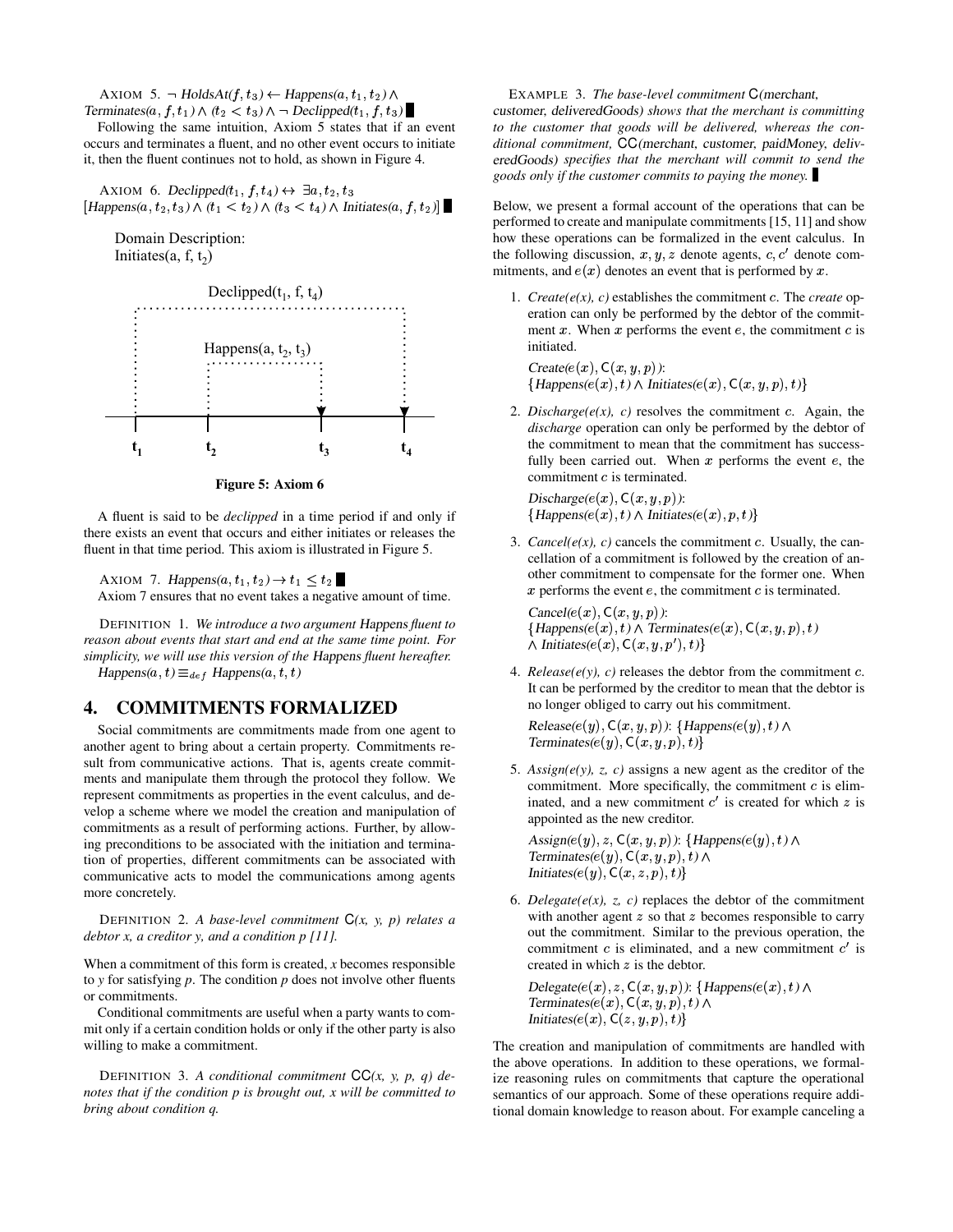AXIOM 5. $\neg$ *HoldsAt*$(f, t_3) \leftarrow$ *Happens*$(a, t_1, t_2) \wedge$ *Terminates*$(a, f, t_1) \wedge (t_2 < t_3) \wedge \neg$ *Declipped*$(t_1, f, t_3)$ ■

Following the same intuition, Axiom 5 states that if an event occurs and terminates a fluent, and no other event occurs to initiate it, then the fluent continues not to hold, as shown in Figure 4.

AXIOM 6. *Declipped*$(t_1, f, t_4) \leftrightarrow \exists a, t_2, t_3$ $[$*Happens*$(a, t_2, t_3) \wedge (t_1 < t_2) \wedge (t_3 < t_4) \wedge$ *Initiates*$(a, f, t_2)]$ ■

Domain Description:
Initiates(a, f, $t_2$)

Declipped($t_1$, f, $t_4$)

Happens(a, $t_2$, $t_3$)

$t_1$ $t_2$ $t_3$ $t_4$

**Figure 5: Axiom 6**

A fluent is said to be *declipped* in a time period if and only if there exists an event that occurs and either initiates or releases the fluent in that time period. This axiom is illustrated in Figure 5.

AXIOM 7. *Happens*$(a, t_1, t_2) \rightarrow t_1 \leq t_2$ ■

Axiom 7 ensures that no event takes a negative amount of time.

DEFINITION 1. *We introduce a two argument* Happens *fluent to reason about events that start and end at the same time point. For simplicity, we will use this version of the* Happens *fluent hereafter.*
*Happens*$(a, t) \equiv_{def}$ *Happens*$(a, t, t)$

## 4. COMMITMENTS FORMALIZED

Social commitments are commitments made from one agent to another agent to bring about a certain property. Commitments result from communicative actions. That is, agents create commitments and manipulate them through the protocol they follow. We represent commitments as properties in the event calculus, and develop a scheme where we model the creation and manipulation of commitments as a result of performing actions. Further, by allowing preconditions to be associated with the initiation and termination of properties, different commitments can be associated with communicative acts to model the communications among agents more concretely.

DEFINITION 2. *A base-level commitment* C*(x, y, p) relates a debtor x, a creditor y, and a condition p [11].*

When a commitment of this form is created, *x* becomes responsible to *y* for satisfying *p*. The condition *p* does not involve other fluents or commitments.

Conditional commitments are useful when a party wants to commit only if a certain condition holds or only if the other party is also willing to make a commitment.

DEFINITION 3. *A conditional commitment* CC*(x, y, p, q) denotes that if the condition p is brought out, x will be committed to bring about condition q.*

EXAMPLE 3. *The base-level commitment* C*(merchant, customer, deliveredGoods) shows that the merchant is committing to the customer that goods will be delivered, whereas the conditional commitment,* CC*(merchant, customer, paidMoney, deliveredGoods) specifies that the merchant will commit to send the goods only if the customer commits to paying the money.* ■

Below, we present a formal account of the operations that can be performed to create and manipulate commitments [15, 11] and show how these operations can be formalized in the event calculus. In the following discussion, $x, y, z$ denote agents, $c, c'$ denote commitments, and $e(x)$ denotes an event that is performed by $x$.

1. *Create(e(x), c)* establishes the commitment $c$. The *create* operation can only be performed by the debtor of the commitment $x$. When $x$ performs the event $e$, the commitment $c$ is initiated.

   *Create*$(e(x), \mathsf{C}(x, y, p))$:
   $\{$*Happens*$(e(x), t) \wedge$ *Initiates*$(e(x), \mathsf{C}(x, y, p), t)\}$

2. *Discharge(e(x), c)* resolves the commitment $c$. Again, the *discharge* operation can only be performed by the debtor of the commitment to mean that the commitment has successfully been carried out. When $x$ performs the event $e$, the commitment $c$ is terminated.

   *Discharge*$(e(x), \mathsf{C}(x, y, p))$:
   $\{$*Happens*$(e(x), t) \wedge$ *Initiates*$(e(x), p, t)\}$

3. *Cancel(e(x), c)* cancels the commitment $c$. Usually, the cancellation of a commitment is followed by the creation of another commitment to compensate for the former one. When $x$ performs the event $e$, the commitment $c$ is terminated.

   *Cancel*$(e(x), \mathsf{C}(x, y, p))$:
   $\{$*Happens*$(e(x), t) \wedge$ *Terminates*$(e(x), \mathsf{C}(x, y, p), t)$
   $\wedge$ *Initiates*$(e(x), \mathsf{C}(x, y, p'), t)\}$

4. *Release(e(y), c)* releases the debtor from the commitment $c$. It can be performed by the creditor to mean that the debtor is no longer obliged to carry out his commitment.

   *Release*$(e(y), \mathsf{C}(x, y, p))$: $\{$*Happens*$(e(y), t) \wedge$
   *Terminates*$(e(y), \mathsf{C}(x, y, p), t)\}$

5. *Assign(e(y), z, c)* assigns a new agent as the creditor of the commitment. More specifically, the commitment $c$ is eliminated, and a new commitment $c'$ is created for which $z$ is appointed as the new creditor.

   *Assign*$(e(y), z, \mathsf{C}(x, y, p))$: $\{$*Happens*$(e(y), t) \wedge$
   *Terminates*$(e(y), \mathsf{C}(x, y, p), t) \wedge$
   *Initiates*$(e(y), \mathsf{C}(x, z, p), t)\}$

6. *Delegate(e(x), z, c)* replaces the debtor of the commitment with another agent $z$ so that $z$ becomes responsible to carry out the commitment. Similar to the previous operation, the commitment $c$ is eliminated, and a new commitment $c'$ is created in which $z$ is the debtor.

   *Delegate*$(e(x), z, \mathsf{C}(x, y, p))$: $\{$*Happens*$(e(x), t) \wedge$
   *Terminates*$(e(x), \mathsf{C}(x, y, p), t) \wedge$
   *Initiates*$(e(x), \mathsf{C}(z, y, p), t)\}$

The creation and manipulation of commitments are handled with the above operations. In addition to these operations, we formalize reasoning rules on commitments that capture the operational semantics of our approach. Some of these operations require additional domain knowledge to reason about. For example canceling a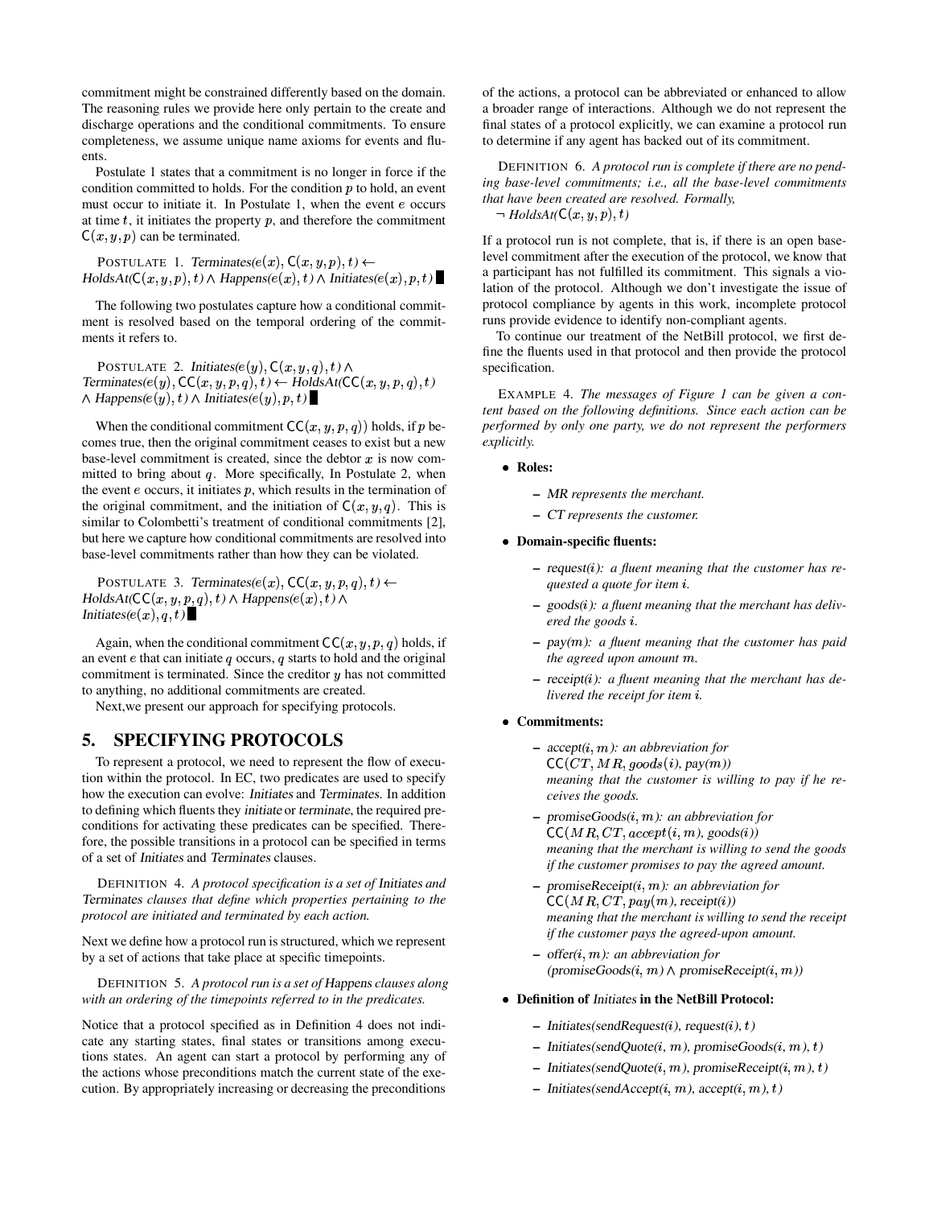commitment might be constrained differently based on the domain. The reasoning rules we provide here only pertain to the create and discharge operations and the conditional commitments. To ensure completeness, we assume unique name axioms for events and fluents.

Postulate 1 states that a commitment is no longer in force if the condition committed to holds. For the condition $p$ to hold, an event must occur to initiate it. In Postulate 1, when the event $e$ occurs at time $t$, it initiates the property $p$, and therefore the commitment $C(x, y, p)$ can be terminated.

POSTULATE 1. *Terminates*$(e(x), C(x, y, p), t) \leftarrow$ *HoldsAt*$(C(x, y, p), t) \wedge$ *Happens*$(e(x), t) \wedge$ *Initiates*$(e(x), p, t)$ ■

The following two postulates capture how a conditional commitment is resolved based on the temporal ordering of the commitments it refers to.

POSTULATE 2. *Initiates*$(e(y), C(x, y, q), t) \wedge$ *Terminates*$(e(y), CC(x, y, p, q), t) \leftarrow$ *HoldsAt*$(CC(x, y, p, q), t)$ $\wedge$ *Happens*$(e(y), t) \wedge$ *Initiates*$(e(y), p, t)$ ■

When the conditional commitment $CC(x, y, p, q))$ holds, if $p$ becomes true, then the original commitment ceases to exist but a new base-level commitment is created, since the debtor $x$ is now committed to bring about $q$. More specifically, In Postulate 2, when the event $e$ occurs, it initiates $p$, which results in the termination of the original commitment, and the initiation of $C(x, y, q)$. This is similar to Colombetti's treatment of conditional commitments [2], but here we capture how conditional commitments are resolved into base-level commitments rather than how they can be violated.

POSTULATE 3. *Terminates*$(e(x), CC(x, y, p, q), t) \leftarrow$ *HoldsAt*$(CC(x, y, p, q), t) \wedge$ *Happens*$(e(x), t) \wedge$ *Initiates*$(e(x), q, t)$ ■

Again, when the conditional commitment $CC(x, y, p, q)$ holds, if an event $e$ that can initiate $q$ occurs, $q$ starts to hold and the original commitment is terminated. Since the creditor $y$ has not committed to anything, no additional commitments are created.

Next,we present our approach for specifying protocols.

## 5. SPECIFYING PROTOCOLS

To represent a protocol, we need to represent the flow of execution within the protocol. In EC, two predicates are used to specify how the execution can evolve: *Initiates* and *Terminates*. In addition to defining which fluents they *initiate* or *terminate*, the required preconditions for activating these predicates can be specified. Therefore, the possible transitions in a protocol can be specified in terms of a set of *Initiates* and *Terminates* clauses.

DEFINITION 4. *A protocol specification is a set of* Initiates *and* Terminates *clauses that define which properties pertaining to the protocol are initiated and terminated by each action.*

Next we define how a protocol run is structured, which we represent by a set of actions that take place at specific timepoints.

DEFINITION 5. *A protocol run is a set of* Happens *clauses along with an ordering of the timepoints referred to in the predicates.*

Notice that a protocol specified as in Definition 4 does not indicate any starting states, final states or transitions among executions states. An agent can start a protocol by performing any of the actions whose preconditions match the current state of the execution. By appropriately increasing or decreasing the preconditions of the actions, a protocol can be abbreviated or enhanced to allow a broader range of interactions. Although we do not represent the final states of a protocol explicitly, we can examine a protocol run to determine if any agent has backed out of its commitment.

DEFINITION 6. *A protocol run is complete if there are no pending base-level commitments; i.e., all the base-level commitments that have been created are resolved. Formally,*
$\neg$ *HoldsAt*$(C(x, y, p), t)$

If a protocol run is not complete, that is, if there is an open base-level commitment after the execution of the protocol, we know that a participant has not fulfilled its commitment. This signals a violation of the protocol. Although we don't investigate the issue of protocol compliance by agents in this work, incomplete protocol runs provide evidence to identify non-compliant agents.

To continue our treatment of the NetBill protocol, we first define the fluents used in that protocol and then provide the protocol specification.

EXAMPLE 4. *The messages of Figure 1 can be given a content based on the following definitions. Since each action can be performed by only one party, we do not represent the performers explicitly.*

- **Roles:**
  - *MR represents the merchant.*
  - *CT represents the customer.*
- **Domain-specific fluents:**
  - *request*$(i)$*: a fluent meaning that the customer has requested a quote for item* $i$.
  - *goods*$(i)$*: a fluent meaning that the merchant has delivered the goods* $i$.
  - *pay*$(m)$*: a fluent meaning that the customer has paid the agreed upon amount* $m$.
  - *receipt*$(i)$*: a fluent meaning that the merchant has delivered the receipt for item* $i$.
- **Commitments:**
  - *accept*$(i, m)$*: an abbreviation for* $CC(CT, MR, goods(i), pay(m))$ *meaning that the customer is willing to pay if he receives the goods.*
  - *promiseGoods*$(i, m)$*: an abbreviation for* $CC(MR, CT, accept(i, m), goods(i))$ *meaning that the merchant is willing to send the goods if the customer promises to pay the agreed amount.*
  - *promiseReceipt*$(i, m)$*: an abbreviation for* $CC(MR, CT, pay(m), receipt(i))$ *meaning that the merchant is willing to send the receipt if the customer pays the agreed-upon amount.*
  - *offer*$(i, m)$*: an abbreviation for* $(promiseGoods(i, m) \wedge promiseReceipt(i, m))$
- **Definition of *Initiates* in the NetBill Protocol:**
  - *Initiates*$(sendRequest(i), request(i), t)$
  - *Initiates*$(sendQuote(i, m), promiseGoods(i, m), t)$
  - *Initiates*$(sendQuote(i, m), promiseReceipt(i, m), t)$
  - *Initiates*$(sendAccept(i, m), accept(i, m), t)$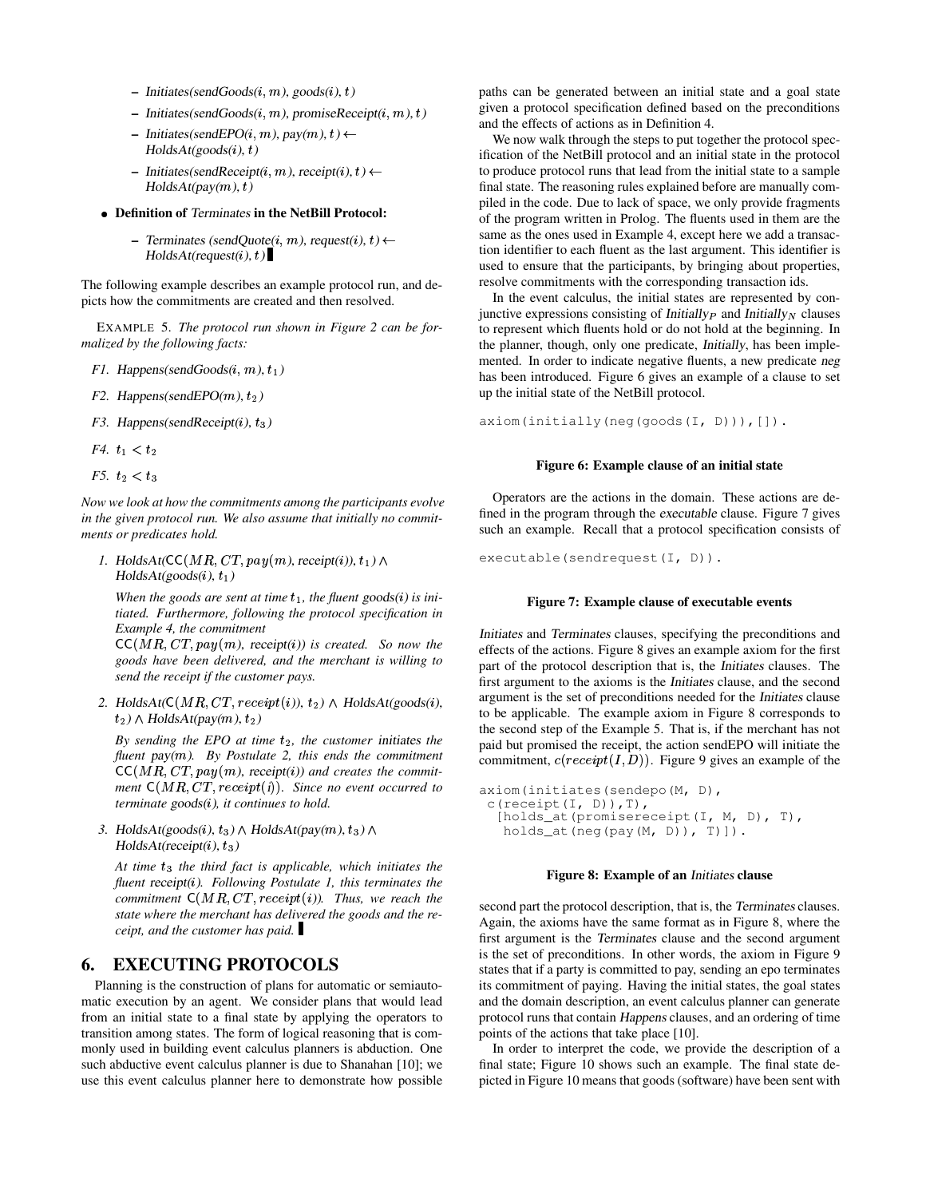- *Initiates(sendGoods($i, m$), goods($i$), $t$)*
- *Initiates(sendGoods($i, m$), promiseReceipt($i, m$), $t$)*
- *Initiates(sendEPO($i, m$), pay($m$), $t$) ← HoldsAt(goods($i$), $t$)*
- *Initiates(sendReceipt($i, m$), receipt($i$), $t$) ← HoldsAt(pay($m$), $t$)*

- **Definition of *Terminates* in the NetBill Protocol:**
  - *Terminates (sendQuote($i, m$), request($i$), $t$) ← HoldsAt(request($i$), $t$)* ▮

The following example describes an example protocol run, and depicts how the commitments are created and then resolved.

EXAMPLE 5. *The protocol run shown in Figure 2 can be formalized by the following facts:*

*F1. Happens(sendGoods($i, m$), $t_1$)*

*F2. Happens(sendEPO($m$), $t_2$)*

*F3. Happens(sendReceipt($i$), $t_3$)*

*F4. $t_1 < t_2$*

*F5. $t_2 < t_3$*

*Now we look at how the commitments among the participants evolve in the given protocol run. We also assume that initially no commitments or predicates hold.*

1. *HoldsAt($\mathsf{CC}(MR, CT, pay(m)$, receipt($i$)), $t_1$) ∧ HoldsAt(goods($i$), $t_1$)*

   *When the goods are sent at time $t_1$, the fluent goods($i$) is initiated. Furthermore, following the protocol specification in Example 4, the commitment $\mathsf{CC}(MR, CT, pay(m)$, receipt($i$)) is created. So now the goods have been delivered, and the merchant is willing to send the receipt if the customer pays.*

2. *HoldsAt($\mathsf{C}(MR, CT, receipt(i))$, $t_2$) ∧ HoldsAt(goods($i$), $t_2$) ∧ HoldsAt(pay($m$), $t_2$)*

   *By sending the EPO at time $t_2$, the customer initiates the fluent pay($m$). By Postulate 2, this ends the commitment $\mathsf{CC}(MR, CT, pay(m)$, receipt($i$)) and creates the commitment $\mathsf{C}(MR, CT, receipt(i))$. Since no event occurred to terminate goods($i$), it continues to hold.*

3. *HoldsAt(goods($i$), $t_3$) ∧ HoldsAt(pay($m$), $t_3$) ∧ HoldsAt(receipt($i$), $t_3$)*

   *At time $t_3$ the third fact is applicable, which initiates the fluent receipt($i$). Following Postulate 1, this terminates the commitment $\mathsf{C}(MR, CT, receipt(i))$. Thus, we reach the state where the merchant has delivered the goods and the receipt, and the customer has paid.* ▮

# 6. EXECUTING PROTOCOLS

Planning is the construction of plans for automatic or semiautomatic execution by an agent. We consider plans that would lead from an initial state to a final state by applying the operators to transition among states. The form of logical reasoning that is commonly used in building event calculus planners is abduction. One such abductive event calculus planner is due to Shanahan [10]; we use this event calculus planner here to demonstrate how possible paths can be generated between an initial state and a goal state given a protocol specification defined based on the preconditions and the effects of actions as in Definition 4.

We now walk through the steps to put together the protocol specification of the NetBill protocol and an initial state in the protocol to produce protocol runs that lead from the initial state to a sample final state. The reasoning rules explained before are manually compiled in the code. Due to lack of space, we only provide fragments of the program written in Prolog. The fluents used in them are the same as the ones used in Example 4, except here we add a transaction identifier to each fluent as the last argument. This identifier is used to ensure that the participants, by bringing about properties, resolve commitments with the corresponding transaction ids.

In the event calculus, the initial states are represented by conjunctive expressions consisting of *Initially$_P$* and *Initially$_N$* clauses to represent which fluents hold or do not hold at the beginning. In the planner, though, only one predicate, *Initially*, has been implemented. In order to indicate negative fluents, a new predicate *neg* has been introduced. Figure 6 gives an example of a clause to set up the initial state of the NetBill protocol.

```
axiom(initially(neg(goods(I, D))),[]).
```

**Figure 6: Example clause of an initial state**

Operators are the actions in the domain. These actions are defined in the program through the *executable* clause. Figure 7 gives such an example. Recall that a protocol specification consists of *Initiates* and *Terminates* clauses, specifying the preconditions and effects of the actions. Figure 8 gives an example axiom for the first part of the protocol description that is, the *Initiates* clauses. The first argument to the axioms is the *Initiates* clause, and the second argument is the set of preconditions needed for the *Initiates* clause to be applicable. The example axiom in Figure 8 corresponds to the second step of the Example 5. That is, if the merchant has not paid but promised the receipt, the action sendEPO will initiate the commitment, $c(receipt(I, D))$. Figure 9 gives an example of the second part the protocol description, that is, the *Terminates* clauses. Again, the axioms have the same format as in Figure 8, where the first argument is the *Terminates* clause and the second argument is the set of preconditions. In other words, the axiom in Figure 9 states that if a party is committed to pay, sending an epo terminates its commitment of paying. Having the initial states, the goal states and the domain description, an event calculus planner can generate protocol runs that contain *Happens* clauses, and an ordering of time points of the actions that take place [10].

```
executable(sendrequest(I, D)).
```

**Figure 7: Example clause of executable events**

```
axiom(initiates(sendepo(M, D),
 c(receipt(I, D)),T),
  [holds_at(promisereceipt(I, M, D), T),
   holds_at(neg(pay(M, D)), T)]).
```

**Figure 8: Example of an *Initiates* clause**

In order to interpret the code, we provide the description of a final state; Figure 10 shows such an example. The final state depicted in Figure 10 means that goods (software) have been sent with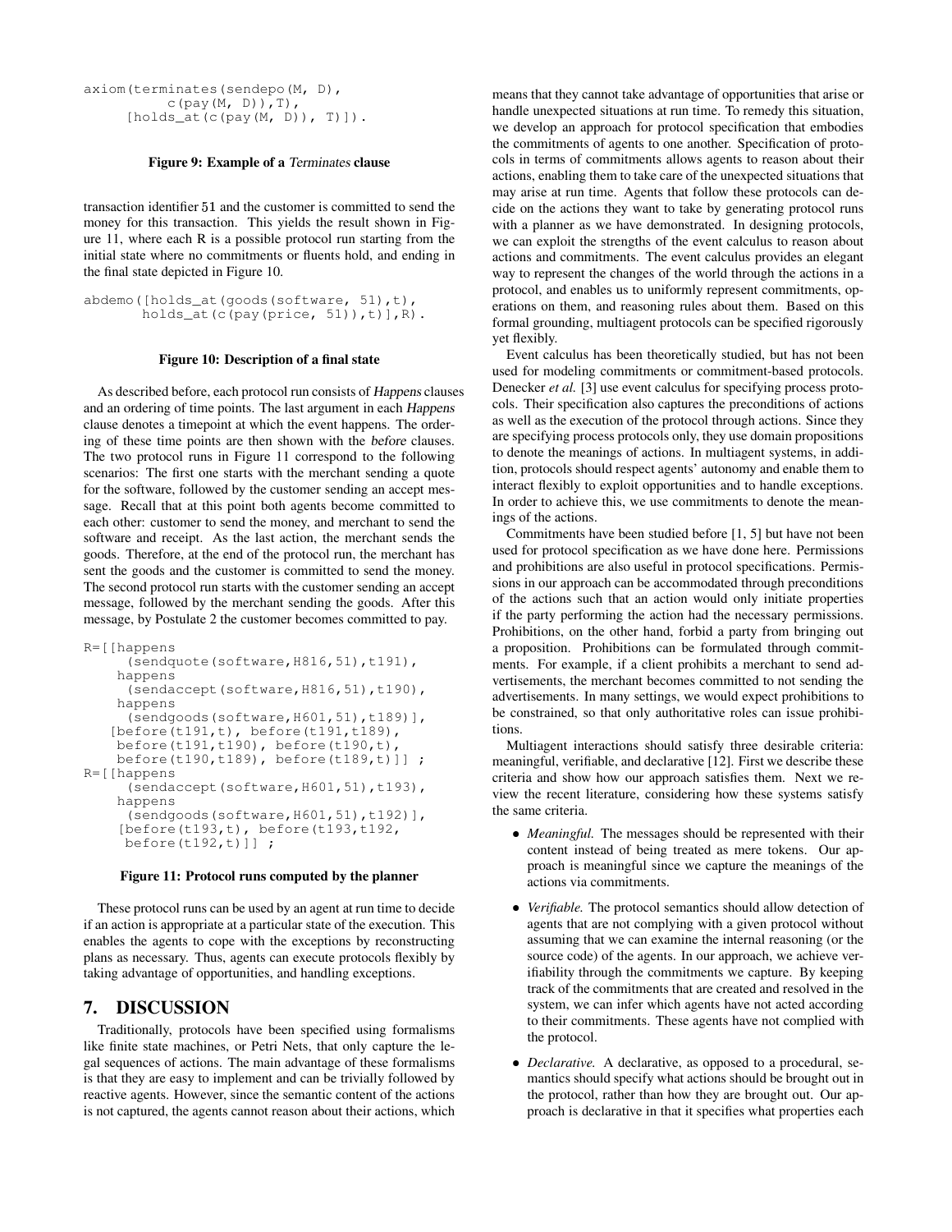```
axiom(terminates(sendepo(M, D),
        c(pay(M, D)),T),
      [holds_at(c(pay(M, D)), T)]).
```

**Figure 9: Example of a *Terminates* clause**

transaction identifier 51 and the customer is committed to send the money for this transaction. This yields the result shown in Figure 11, where each R is a possible protocol run starting from the initial state where no commitments or fluents hold, and ending in the final state depicted in Figure 10.

```
abdemo([holds_at(goods(software, 51),t),
       holds_at(c(pay(price, 51)),t)],R).
```

**Figure 10: Description of a final state**

As described before, each protocol run consists of *Happens* clauses and an ordering of time points. The last argument in each *Happens* clause denotes a timepoint at which the event happens. The ordering of these time points are then shown with the *before* clauses. The two protocol runs in Figure 11 correspond to the following scenarios: The first one starts with the merchant sending a quote for the software, followed by the customer sending an accept message. Recall that at this point both agents become committed to each other: customer to send the money, and merchant to send the software and receipt. As the last action, the merchant sends the goods. Therefore, at the end of the protocol run, the merchant has sent the goods and the customer is committed to send the money. The second protocol run starts with the customer sending an accept message, followed by the merchant sending the goods. After this message, by Postulate 2 the customer becomes committed to pay.

```
R=[[happens
      (sendquote(software,H816,51),t191),
    happens
      (sendaccept(software,H816,51),t190),
    happens
      (sendgoods(software,H601,51),t189)],
   [before(t191,t), before(t191,t189),
    before(t191,t190), before(t190,t),
    before(t190,t189), before(t189,t)]] ;
R=[[happens
      (sendaccept(software,H601,51),t193),
    happens
      (sendgoods(software,H601,51),t192)],
    [before(t193,t), before(t193,t192,
     before(t192,t)]] ;
```

**Figure 11: Protocol runs computed by the planner**

These protocol runs can be used by an agent at run time to decide if an action is appropriate at a particular state of the execution. This enables the agents to cope with the exceptions by reconstructing plans as necessary. Thus, agents can execute protocols flexibly by taking advantage of opportunities, and handling exceptions.

## 7. DISCUSSION

Traditionally, protocols have been specified using formalisms like finite state machines, or Petri Nets, that only capture the legal sequences of actions. The main advantage of these formalisms is that they are easy to implement and can be trivially followed by reactive agents. However, since the semantic content of the actions is not captured, the agents cannot reason about their actions, which means that they cannot take advantage of opportunities that arise or handle unexpected situations at run time. To remedy this situation, we develop an approach for protocol specification that embodies the commitments of agents to one another. Specification of protocols in terms of commitments allows agents to reason about their actions, enabling them to take care of the unexpected situations that may arise at run time. Agents that follow these protocols can decide on the actions they want to take by generating protocol runs with a planner as we have demonstrated. In designing protocols, we can exploit the strengths of the event calculus to reason about actions and commitments. The event calculus provides an elegant way to represent the changes of the world through the actions in a protocol, and enables us to uniformly represent commitments, operations on them, and reasoning rules about them. Based on this formal grounding, multiagent protocols can be specified rigorously yet flexibly.

Event calculus has been theoretically studied, but has not been used for modeling commitments or commitment-based protocols. Denecker *et al.* [3] use event calculus for specifying process protocols. Their specification also captures the preconditions of actions as well as the execution of the protocol through actions. Since they are specifying process protocols only, they use domain propositions to denote the meanings of actions. In multiagent systems, in addition, protocols should respect agents' autonomy and enable them to interact flexibly to exploit opportunities and to handle exceptions. In order to achieve this, we use commitments to denote the meanings of the actions.

Commitments have been studied before [1, 5] but have not been used for protocol specification as we have done here. Permissions and prohibitions are also useful in protocol specifications. Permissions in our approach can be accommodated through preconditions of the actions such that an action would only initiate properties if the party performing the action had the necessary permissions. Prohibitions, on the other hand, forbid a party from bringing out a proposition. Prohibitions can be formulated through commitments. For example, if a client prohibits a merchant to send advertisements, the merchant becomes committed to not sending the advertisements. In many settings, we would expect prohibitions to be constrained, so that only authoritative roles can issue prohibitions.

Multiagent interactions should satisfy three desirable criteria: meaningful, verifiable, and declarative [12]. First we describe these criteria and show how our approach satisfies them. Next we review the recent literature, considering how these systems satisfy the same criteria.

- *Meaningful.* The messages should be represented with their content instead of being treated as mere tokens. Our approach is meaningful since we capture the meanings of the actions via commitments.
- *Verifiable.* The protocol semantics should allow detection of agents that are not complying with a given protocol without assuming that we can examine the internal reasoning (or the source code) of the agents. In our approach, we achieve verifiability through the commitments we capture. By keeping track of the commitments that are created and resolved in the system, we can infer which agents have not acted according to their commitments. These agents have not complied with the protocol.
- *Declarative.* A declarative, as opposed to a procedural, semantics should specify what actions should be brought out in the protocol, rather than how they are brought out. Our approach is declarative in that it specifies what properties each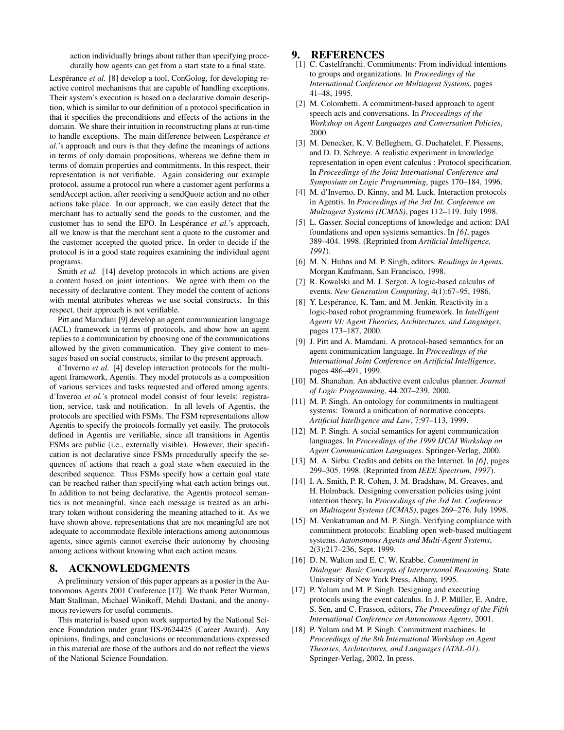action individually brings about rather than specifying procedurally how agents can get from a start state to a final state.

Lespérance *et al.* [8] develop a tool, ConGolog, for developing reactive control mechanisms that are capable of handling exceptions. Their system's execution is based on a declarative domain description, which is similar to our definition of a protocol specification in that it specifies the preconditions and effects of the actions in the domain. We share their intuition in reconstructing plans at run-time to handle exceptions. The main difference between Lespérance *et al.*'s approach and ours is that they define the meanings of actions in terms of only domain propositions, whereas we define them in terms of domain properties and commitments. In this respect, their representation is not verifiable. Again considering our example protocol, assume a protocol run where a customer agent performs a sendAccept action, after receiving a sendQuote action and no other actions take place. In our approach, we can easily detect that the merchant has to actually send the goods to the customer, and the customer has to send the EPO. In Lespérance *et al.*'s approach, all we know is that the merchant sent a quote to the customer and the customer accepted the quoted price. In order to decide if the protocol is in a good state requires examining the individual agent programs.

Smith *et al.* [14] develop protocols in which actions are given a content based on joint intentions. We agree with them on the necessity of declarative content. They model the content of actions with mental attributes whereas we use social constructs. In this respect, their approach is not verifiable.

Pitt and Mamdani [9] develop an agent communication language (ACL) framework in terms of protocols, and show how an agent replies to a communication by choosing one of the communications allowed by the given communication. They give content to messages based on social constructs, similar to the present approach.

d'Inverno *et al.* [4] develop interaction protocols for the multiagent framework, Agentis. They model protocols as a composition of various services and tasks requested and offered among agents. d'Inverno *et al.*'s protocol model consist of four levels: registration, service, task and notification. In all levels of Agentis, the protocols are specified with FSMs. The FSM representations allow Agentis to specify the protocols formally yet easily. The protocols defined in Agentis are verifiable, since all transitions in Agentis FSMs are public (i.e., externally visible). However, their specification is not declarative since FSMs procedurally specify the sequences of actions that reach a goal state when executed in the described sequence. Thus FSMs specify how a certain goal state can be reached rather than specifying what each action brings out. In addition to not being declarative, the Agentis protocol semantics is not meaningful, since each message is treated as an arbitrary token without considering the meaning attached to it. As we have shown above, representations that are not meaningful are not adequate to accommodate flexible interactions among autonomous agents, since agents cannot exercise their autonomy by choosing among actions without knowing what each action means.

## 8. ACKNOWLEDGMENTS

A preliminary version of this paper appears as a poster in the Autonomous Agents 2001 Conference [17]. We thank Peter Wurman, Matt Stallman, Michael Winikoff, Mehdi Dastani, and the anonymous reviewers for useful comments.

This material is based upon work supported by the National Science Foundation under grant IIS-9624425 (Career Award). Any opinions, findings, and conclusions or recommendations expressed in this material are those of the authors and do not reflect the views of the National Science Foundation.

## 9. REFERENCES

[1] C. Castelfranchi. Commitments: From individual intentions to groups and organizations. In *Proceedings of the International Conference on Multiagent Systems*, pages 41–48, 1995.

[2] M. Colombetti. A commitment-based approach to agent speech acts and conversations. In *Proceedings of the Workshop on Agent Languages and Conversation Policies*, 2000.

[3] M. Denecker, K. V. Belleghem, G. Duchatelet, F. Piessens, and D. D. Schreye. A realistic experiment in knowledge representation in open event calculus : Protocol specification. In *Proceedings of the Joint International Conference and Symposium on Logic Programming*, pages 170–184, 1996.

[4] M. d'Inverno, D. Kinny, and M. Luck. Interaction protocols in Agentis. In *Proceedings of the 3rd Int. Conference on Multiagent Systems (ICMAS)*, pages 112–119. July 1998.

[5] L. Gasser. Social conceptions of knowledge and action: DAI foundations and open systems semantics. In *[6]*, pages 389–404. 1998. (Reprinted from *Artificial Intelligence, 1991*).

[6] M. N. Huhns and M. P. Singh, editors. *Readings in Agents*. Morgan Kaufmann, San Francisco, 1998.

[7] R. Kowalski and M. J. Sergot. A logic-based calculus of events. *New Generation Computing*, 4(1):67–95, 1986.

[8] Y. Lespérance, K. Tam, and M. Jenkin. Reactivity in a logic-based robot programming framework. In *Intelligent Agents VI: Agent Theories, Architectures, and Languages*, pages 173–187, 2000.

[9] J. Pitt and A. Mamdani. A protocol-based semantics for an agent communication language. In *Proceedings of the International Joint Conference on Artificial Intelligence*, pages 486–491, 1999.

[10] M. Shanahan. An abductive event calculus planner. *Journal of Logic Programming*, 44:207–239, 2000.

[11] M. P. Singh. An ontology for commitments in multiagent systems: Toward a unification of normative concepts. *Artificial Intelligence and Law*, 7:97–113, 1999.

[12] M. P. Singh. A social semantics for agent communication languages. In *Proceedings of the 1999 IJCAI Workshop on Agent Communication Languages*. Springer-Verlag, 2000.

[13] M. A. Sirbu. Credits and debits on the Internet. In *[6]*, pages 299–305. 1998. (Reprinted from *IEEE Spectrum, 1997*).

[14] I. A. Smith, P. R. Cohen, J. M. Bradshaw, M. Greaves, and H. Holmback. Designing conversation policies using joint intention theory. In *Proceedings of the 3rd Int. Conference on Multiagent Systems (ICMAS)*, pages 269–276. July 1998.

[15] M. Venkatraman and M. P. Singh. Verifying compliance with commitment protocols: Enabling open web-based multiagent systems. *Autonomous Agents and Multi-Agent Systems*, 2(3):217–236, Sept. 1999.

[16] D. N. Walton and E. C. W. Krabbe. *Commitment in Dialogue: Basic Concepts of Interpersonal Reasoning*. State University of New York Press, Albany, 1995.

[17] P. Yolum and M. P. Singh. Designing and executing protocols using the event calculus. In J. P. Müller, E. Andre, S. Sen, and C. Frasson, editors, *The Proceedings of the Fifth International Conference on Autonomous Agents*, 2001.

[18] P. Yolum and M. P. Singh. Commitment machines. In *Proceedings of the 8th International Workshop on Agent Theories, Architectures, and Languages (ATAL-01)*. Springer-Verlag, 2002. In press.